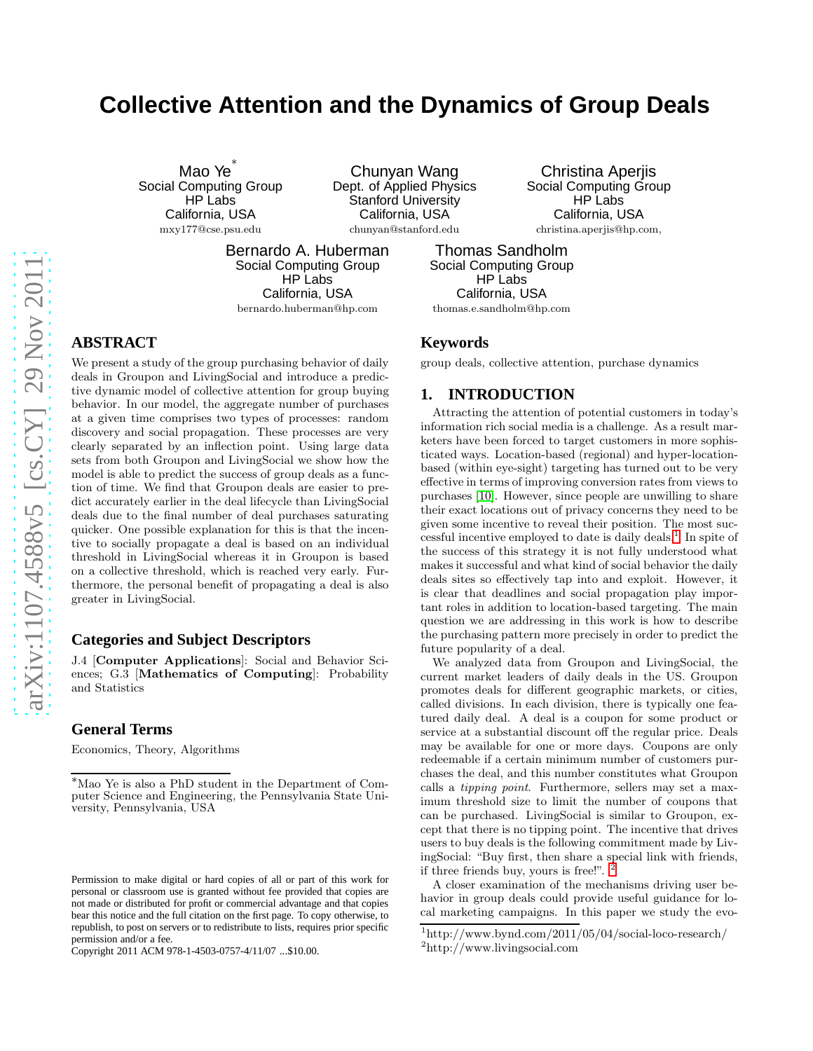# Collective Attention and the Dynamics of Group Deals

Mao Ye*
Social Computing Group
HP Labs
California, USA
mxy177@cse.psu.edu

Chunyan Wang
Dept. of Applied Physics
Stanford University
California, USA
chunyan@stanford.edu

Christina Aperjis
Social Computing Group
HP Labs
California, USA
christina.aperjis@hp.com,

Bernardo A. Huberman
Social Computing Group
HP Labs
California, USA
bernardo.huberman@hp.com

Thomas Sandholm
Social Computing Group
HP Labs
California, USA
thomas.e.sandholm@hp.com

## ABSTRACT

We present a study of the group purchasing behavior of daily deals in Groupon and LivingSocial and introduce a predictive dynamic model of collective attention for group buying behavior. In our model, the aggregate number of purchases at a given time comprises two types of processes: random discovery and social propagation. These processes are very clearly separated by an inflection point. Using large data sets from both Groupon and LivingSocial we show how the model is able to predict the success of group deals as a function of time. We find that Groupon deals are easier to predict accurately earlier in the deal lifecycle than LivingSocial deals due to the final number of deal purchases saturating quicker. One possible explanation for this is that the incentive to socially propagate a deal is based on an individual threshold in LivingSocial whereas it in Groupon is based on a collective threshold, which is reached very early. Furthermore, the personal benefit of propagating a deal is also greater in LivingSocial.

## Categories and Subject Descriptors

J.4 [**Computer Applications**]: Social and Behavior Sciences; G.3 [**Mathematics of Computing**]: Probability and Statistics

## General Terms

Economics, Theory, Algorithms

*Mao Ye is also a PhD student in the Department of Computer Science and Engineering, the Pennsylvania State University, Pennsylvania, USA

Permission to make digital or hard copies of all or part of this work for personal or classroom use is granted without fee provided that copies are not made or distributed for profit or commercial advantage and that copies bear this notice and the full citation on the first page. To copy otherwise, to republish, to post on servers or to redistribute to lists, requires prior specific permission and/or a fee.
Copyright 2011 ACM 978-1-4503-0757-4/11/07 ...$10.00.

## Keywords

group deals, collective attention, purchase dynamics

## 1. INTRODUCTION

Attracting the attention of potential customers in today's information rich social media is a challenge. As a result marketers have been forced to target customers in more sophisticated ways. Location-based (regional) and hyper-location-based (within eye-sight) targeting has turned out to be very effective in terms of improving conversion rates from views to purchases [10]. However, since people are unwilling to share their exact locations out of privacy concerns they need to be given some incentive to reveal their position. The most successful incentive employed to date is daily deals.[1] In spite of the success of this strategy it is not fully understood what makes it successful and what kind of social behavior the daily deals sites so effectively tap into and exploit. However, it is clear that deadlines and social propagation play important roles in addition to location-based targeting. The main question we are addressing in this work is how to describe the purchasing pattern more precisely in order to predict the future popularity of a deal.

We analyzed data from Groupon and LivingSocial, the current market leaders of daily deals in the US. Groupon promotes deals for different geographic markets, or cities, called divisions. In each division, there is typically one featured daily deal. A deal is a coupon for some product or service at a substantial discount off the regular price. Deals may be available for one or more days. Coupons are only redeemable if a certain minimum number of customers purchases the deal, and this number constitutes what Groupon calls a *tipping point*. Furthermore, sellers may set a maximum threshold size to limit the number of coupons that can be purchased. LivingSocial is similar to Groupon, except that there is no tipping point. The incentive that drives users to buy deals is the following commitment made by LivingSocial: "Buy first, then share a special link with friends, if three friends buy, yours is free!". [2]

A closer examination of the mechanisms driving user behavior in group deals could provide useful guidance for local marketing campaigns. In this paper we study the evo-

[1] http://www.bynd.com/2011/05/04/social-loco-research/
[2] http://www.livingsocial.com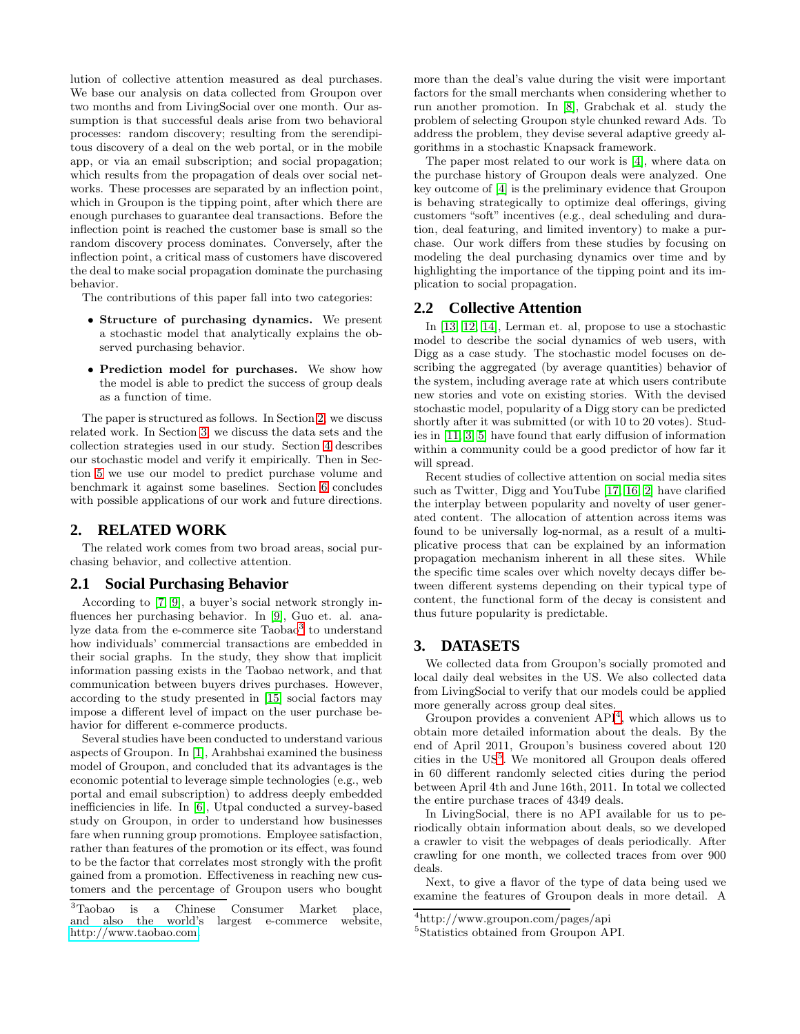lution of collective attention measured as deal purchases. We base our analysis on data collected from Groupon over two months and from LivingSocial over one month. Our assumption is that successful deals arise from two behavioral processes: random discovery; resulting from the serendipitous discovery of a deal on the web portal, or in the mobile app, or via an email subscription; and social propagation; which results from the propagation of deals over social networks. These processes are separated by an inflection point, which in Groupon is the tipping point, after which there are enough purchases to guarantee deal transactions. Before the inflection point is reached the customer base is small so the random discovery process dominates. Conversely, after the inflection point, a critical mass of customers have discovered the deal to make social propagation dominate the purchasing behavior.

The contributions of this paper fall into two categories:

- **Structure of purchasing dynamics.** We present a stochastic model that analytically explains the observed purchasing behavior.
- **Prediction model for purchases.** We show how the model is able to predict the success of group deals as a function of time.

The paper is structured as follows. In Section 2, we discuss related work. In Section 3, we discuss the data sets and the collection strategies used in our study. Section 4 describes our stochastic model and verify it empirically. Then in Section 5 we use our model to predict purchase volume and benchmark it against some baselines. Section 6 concludes with possible applications of our work and future directions.

## 2. RELATED WORK

The related work comes from two broad areas, social purchasing behavior, and collective attention.

### 2.1 Social Purchasing Behavior

According to [7, 9], a buyer's social network strongly influences her purchasing behavior. In [9], Guo et. al. analyze data from the e-commerce site Taobao[3] to understand how individuals' commercial transactions are embedded in their social graphs. In the study, they show that implicit information passing exists in the Taobao network, and that communication between buyers drives purchases. However, according to the study presented in [15] social factors may impose a different level of impact on the user purchase behavior for different e-commerce products.

Several studies have been conducted to understand various aspects of Groupon. In [1], Arahbshai examined the business model of Groupon, and concluded that its advantages is the economic potential to leverage simple technologies (e.g., web portal and email subscription) to address deeply embedded inefficiencies in life. In [6], Utpal conducted a survey-based study on Groupon, in order to understand how businesses fare when running group promotions. Employee satisfaction, rather than features of the promotion or its effect, was found to be the factor that correlates most strongly with the profit gained from a promotion. Effectiveness in reaching new customers and the percentage of Groupon users who bought more than the deal's value during the visit were important factors for the small merchants when considering whether to run another promotion. In [8], Grabchak et al. study the problem of selecting Groupon style chunked reward Ads. To address the problem, they devise several adaptive greedy algorithms in a stochastic Knapsack framework.

The paper most related to our work is [4], where data on the purchase history of Groupon deals were analyzed. One key outcome of [4] is the preliminary evidence that Groupon is behaving strategically to optimize deal offerings, giving customers "soft" incentives (e.g., deal scheduling and duration, deal featuring, and limited inventory) to make a purchase. Our work differs from these studies by focusing on modeling the deal purchasing dynamics over time and by highlighting the importance of the tipping point and its implication to social propagation.

### 2.2 Collective Attention

In [13, 12, 14], Lerman et. al, propose to use a stochastic model to describe the social dynamics of web users, with Digg as a case study. The stochastic model focuses on describing the aggregated (by average quantities) behavior of the system, including average rate at which users contribute new stories and vote on existing stories. With the devised stochastic model, popularity of a Digg story can be predicted shortly after it was submitted (or with 10 to 20 votes). Studies in [11, 3, 5] have found that early diffusion of information within a community could be a good predictor of how far it will spread.

Recent studies of collective attention on social media sites such as Twitter, Digg and YouTube [17, 16, 2] have clarified the interplay between popularity and novelty of user generated content. The allocation of attention across items was found to be universally log-normal, as a result of a multiplicative process that can be explained by an information propagation mechanism inherent in all these sites. While the specific time scales over which novelty decays differ between different systems depending on their typical type of content, the functional form of the decay is consistent and thus future popularity is predictable.

## 3. DATASETS

We collected data from Groupon's socially promoted and local daily deal websites in the US. We also collected data from LivingSocial to verify that our models could be applied more generally across group deal sites.

Groupon provides a convenient API[4], which allows us to obtain more detailed information about the deals. By the end of April 2011, Groupon's business covered about 120 cities in the US[5]. We monitored all Groupon deals offered in 60 different randomly selected cities during the period between April 4th and June 16th, 2011. In total we collected the entire purchase traces of 4349 deals.

In LivingSocial, there is no API available for us to periodically obtain information about deals, so we developed a crawler to visit the webpages of deals periodically. After crawling for one month, we collected traces from over 900 deals.

Next, to give a flavor of the type of data being used we examine the features of Groupon deals in more detail. A

---

[3] Taobao is a Chinese Consumer Market place, and also the world's largest e-commerce website, http://www.taobao.com

[4] http://www.groupon.com/pages/api

[5] Statistics obtained from Groupon API.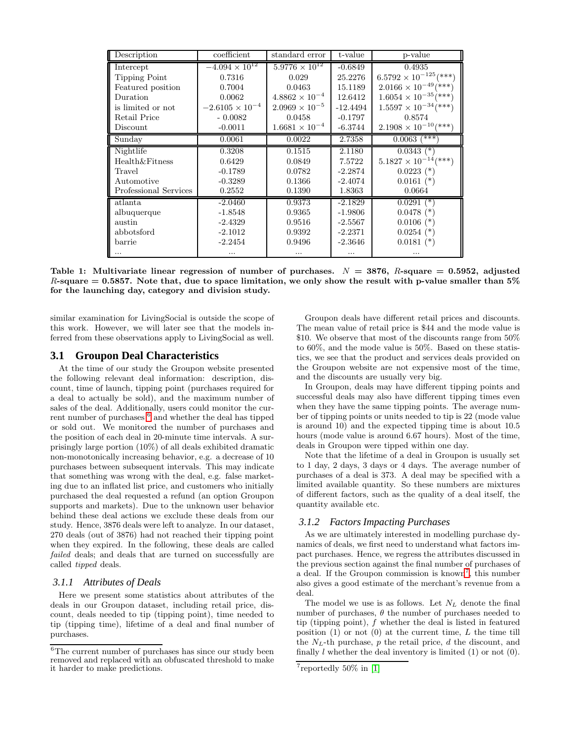| Description | coefficient | standard error | t-value | p-value |
|---|---|---|---|---|
| Intercept | $-4.094 \times 10^{12}$ | $5.9776 \times 10^{12}$ | -0.6849 | 0.4935 |
| Tipping Point | 0.7316 | 0.029 | 25.2276 | $6.5792 \times 10^{-125}$(***) |
| Featured position | 0.7004 | 0.0463 | 15.1189 | $2.0166 \times 10^{-49}$(***) |
| Duration | 0.0062 | $4.8862 \times 10^{-4}$ | 12.6412 | $1.6054 \times 10^{-35}$(***) |
| is limited or not | $-2.6105 \times 10^{-4}$ | $2.0969 \times 10^{-5}$ | -12.4494 | $1.5597 \times 10^{-34}$(***) |
| Retail Price | - 0.0082 | 0.0458 | -0.1797 | 0.8574 |
| Discount | -0.0011 | $1.6681 \times 10^{-4}$ | -6.3744 | $2.1908 \times 10^{-10}$(***) |
| Sunday | 0.0061 | 0.0022 | 2.7358 | 0.0063 (***) |
| Nightlife | 0.3208 | 0.1515 | 2.1180 | 0.0343 (*) |
| Health&Fitness | 0.6429 | 0.0849 | 7.5722 | $5.1827 \times 10^{-14}$(***) |
| Travel | -0.1789 | 0.0782 | -2.2874 | 0.0223 (*) |
| Automotive | -0.3289 | 0.1366 | -2.4074 | 0.0161 (*) |
| Professional Services | 0.2552 | 0.1390 | 1.8363 | 0.0664 |
| atlanta | -2.0460 | 0.9373 | -2.1829 | 0.0291 (*) |
| albuquerque | -1.8548 | 0.9365 | -1.9806 | 0.0478 (*) |
| austin | -2.4329 | 0.9516 | -2.5567 | 0.0106 (*) |
| abbotsford | -2.1012 | 0.9392 | -2.2371 | 0.0254 (*) |
| barrie | -2.2454 | 0.9496 | -2.3646 | 0.0181 (*) |
| ... | ... | ... | ... | ... |

**Table 1: Multivariate linear regression of number of purchases. $N = 3876$, $R$-square = 0.5952, adjusted $R$-square = 0.5857. Note that, due to space limitation, we only show the result with p-value smaller than 5% for the launching day, category and division study.**

similar examination for LivingSocial is outside the scope of this work. However, we will later see that the models inferred from these observations apply to LivingSocial as well.

## 3.1 Groupon Deal Characteristics

At the time of our study the Groupon website presented the following relevant deal information: description, discount, time of launch, tipping point (purchases required for a deal to actually be sold), and the maximum number of sales of the deal. Additionally, users could monitor the current number of purchases[6] and whether the deal has tipped or sold out. We monitored the number of purchases and the position of each deal in 20-minute time intervals. A surprisingly large portion (10%) of all deals exhibited dramatic non-monotonically increasing behavior, e.g. a decrease of 10 purchases between subsequent intervals. This may indicate that something was wrong with the deal, e.g. false marketing due to an inflated list price, and customers who initially purchased the deal requested a refund (an option Groupon supports and markets). Due to the unknown user behavior behind these deal actions we exclude these deals from our study. Hence, 3876 deals were left to analyze. In our dataset, 270 deals (out of 3876) had not reached their tipping point when they expired. In the following, these deals are called *failed* deals; and deals that are turned on successfully are called *tipped* deals.

### 3.1.1 Attributes of Deals

Here we present some statistics about attributes of the deals in our Groupon dataset, including retail price, discount, deals needed to tip (tipping point), time needed to tip (tipping time), lifetime of a deal and final number of purchases.

Groupon deals have different retail prices and discounts. The mean value of retail price is \$44 and the mode value is \$10. We observe that most of the discounts range from 50% to 60%, and the mode value is 50%. Based on these statistics, we see that the product and services deals provided on the Groupon website are not expensive most of the time, and the discounts are usually very big.

In Groupon, deals may have different tipping points and successful deals may also have different tipping times even when they have the same tipping points. The average number of tipping points or units needed to tip is 22 (mode value is around 10) and the expected tipping time is about 10.5 hours (mode value is around 6.67 hours). Most of the time, deals in Groupon were tipped within one day.

Note that the lifetime of a deal in Groupon is usually set to 1 day, 2 days, 3 days or 4 days. The average number of purchases of a deal is 373. A deal may be specified with a limited available quantity. So these numbers are mixtures of different factors, such as the quality of a deal itself, the quantity available etc.

### 3.1.2 Factors Impacting Purchases

As we are ultimately interested in modelling purchase dynamics of deals, we first need to understand what factors impact purchases. Hence, we regress the attributes discussed in the previous section against the final number of purchases of a deal. If the Groupon commission is known[7], this number also gives a good estimate of the merchant's revenue from a deal.

The model we use is as follows. Let $N_L$ denote the final number of purchases, $\theta$ the number of purchases needed to tip (tipping point), $f$ whether the deal is listed in featured position (1) or not (0) at the current time, $L$ the time till the $N_L$-th purchase, $p$ the retail price, $d$ the discount, and finally $l$ whether the deal inventory is limited (1) or not (0).

---

[6] The current number of purchases has since our study been removed and replaced with an obfuscated threshold to make it harder to make predictions.

[7] reportedly 50% in [1]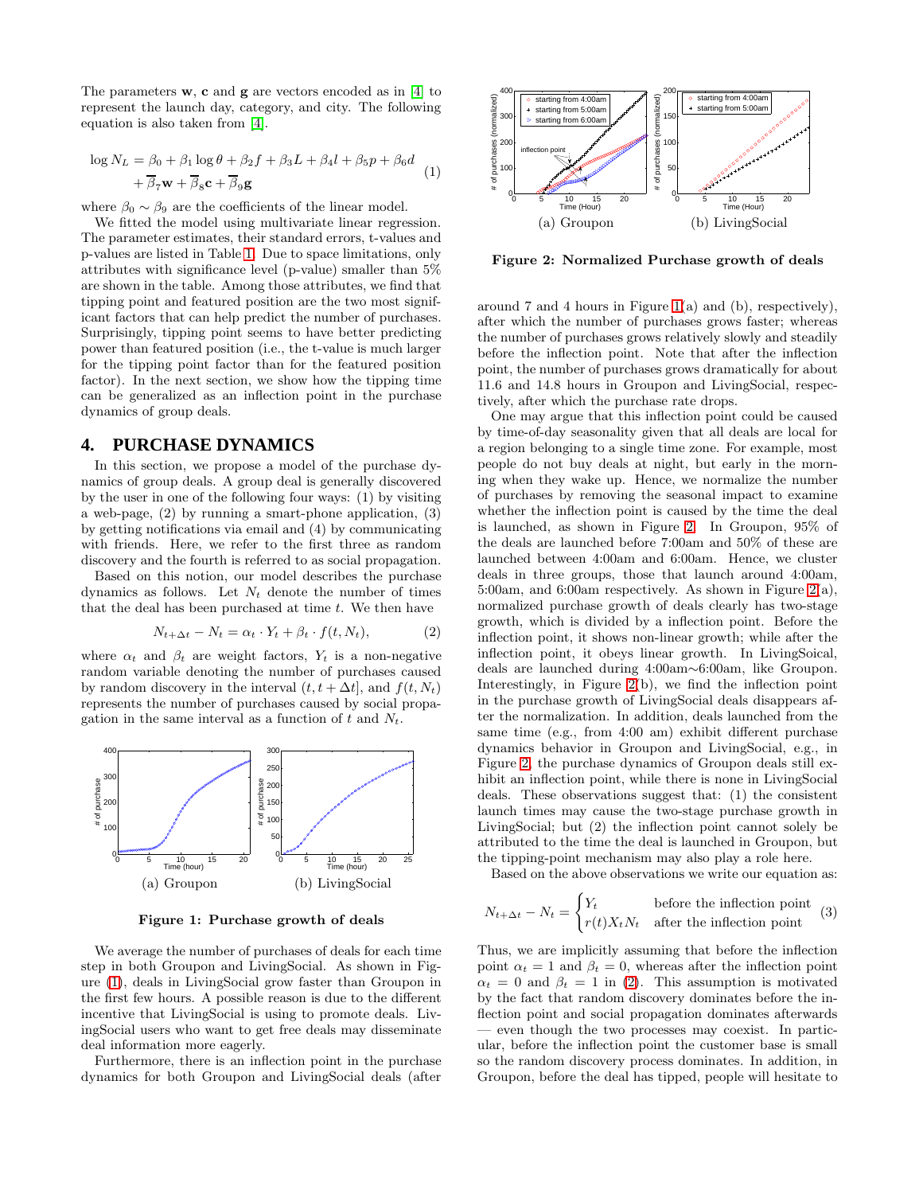The parameters **w**, **c** and **g** are vectors encoded as in [4] to represent the launch day, category, and city. The following equation is also taken from [4].

$$\log N_L = \beta_0 + \beta_1 \log \theta + \beta_2 f + \beta_3 L + \beta_4 l + \beta_5 p + \beta_6 d + \overline{\beta}_7 \mathbf{w} + \overline{\beta}_8 \mathbf{c} + \overline{\beta}_9 \mathbf{g} \tag{1}$$

where $\beta_0 \sim \beta_9$ are the coefficients of the linear model.

We fitted the model using multivariate linear regression. The parameter estimates, their standard errors, t-values and p-values are listed in Table 1. Due to space limitations, only attributes with significance level (p-value) smaller than 5% are shown in the table. Among those attributes, we find that tipping point and featured position are the two most significant factors that can help predict the number of purchases. Surprisingly, tipping point seems to have better predicting power than featured position (i.e., the t-value is much larger for the tipping point factor than for the featured position factor). In the next section, we show how the tipping time can be generalized as an inflection point in the purchase dynamics of group deals.

## 4. PURCHASE DYNAMICS

In this section, we propose a model of the purchase dynamics of group deals. A group deal is generally discovered by the user in one of the following four ways: (1) by visiting a web-page, (2) by running a smart-phone application, (3) by getting notifications via email and (4) by communicating with friends. Here, we refer to the first three as random discovery and the fourth is referred to as social propagation.

Based on this notion, our model describes the purchase dynamics as follows. Let $N_t$ denote the number of times that the deal has been purchased at time $t$. We then have

$$N_{t+\Delta t} - N_t = \alpha_t \cdot Y_t + \beta_t \cdot f(t, N_t), \tag{2}$$

where $\alpha_t$ and $\beta_t$ are weight factors, $Y_t$ is a non-negative random variable denoting the number of purchases caused by random discovery in the interval $(t, t+\Delta t]$, and $f(t, N_t)$ represents the number of purchases caused by social propagation in the same interval as a function of $t$ and $N_t$.

(a) Groupon (b) LivingSocial

**Figure 1: Purchase growth of deals**

We average the number of purchases of deals for each time step in both Groupon and LivingSocial. As shown in Figure (1), deals in LivingSocial grow faster than Groupon in the first few hours. A possible reason is due to the different incentive that LivingSocial is using to promote deals. LivingSocial users who want to get free deals may disseminate deal information more eagerly.

Furthermore, there is an inflection point in the purchase dynamics for both Groupon and LivingSocial deals (after around 7 and 4 hours in Figure 1(a) and (b), respectively), after which the number of purchases grows faster; whereas the number of purchases grows relatively slowly and steadily before the inflection point. Note that after the inflection point, the number of purchases grows dramatically for about 11.6 and 14.8 hours in Groupon and LivingSocial, respectively, after which the purchase rate drops.

(a) Groupon (b) LivingSocial

**Figure 2: Normalized Purchase growth of deals**

One may argue that this inflection point could be caused by time-of-day seasonality given that all deals are local for a region belonging to a single time zone. For example, most people do not buy deals at night, but early in the morning when they wake up. Hence, we normalize the number of purchases by removing the seasonal impact to examine whether the inflection point is caused by the time the deal is launched, as shown in Figure 2. In Groupon, 95% of the deals are launched before 7:00am and 50% of these are launched between 4:00am and 6:00am. Hence, we cluster deals in three groups, those that launch around 4:00am, 5:00am, and 6:00am respectively. As shown in Figure 2(a), normalized purchase growth of deals clearly has two-stage growth, which is divided by a inflection point. Before the inflection point, it shows non-linear growth; while after the inflection point, it obeys linear growth. In LivingSocial, deals are launched during 4:00am∼6:00am, like Groupon. Interestingly, in Figure 2(b), we find the inflection point in the purchase growth of LivingSocial deals disappears after the normalization. In addition, deals launched from the same time (e.g., from 4:00 am) exhibit different purchase dynamics behavior in Groupon and LivingSocial, e.g., in Figure 2, the purchase dynamics of Groupon deals still exhibit an inflection point, while there is none in LivingSocial deals. These observations suggest that: (1) the consistent launch times may cause the two-stage purchase growth in LivingSocial; but (2) the inflection point cannot solely be attributed to the time the deal is launched in Groupon, but the tipping-point mechanism may also play a role here.

Based on the above observations we write our equation as:

$$N_{t+\Delta t} - N_t = \begin{cases} Y_t & \text{before the inflection point} \\ r(t) X_t N_t & \text{after the inflection point} \end{cases} \tag{3}$$

Thus, we are implicitly assuming that before the inflection point $\alpha_t = 1$ and $\beta_t = 0$, whereas after the inflection point $\alpha_t = 0$ and $\beta_t = 1$ in (2). This assumption is motivated by the fact that random discovery dominates before the inflection point and social propagation dominates afterwards — even though the two processes may coexist. In particular, before the inflection point the customer base is small so the random discovery process dominates. In addition, in Groupon, before the deal has tipped, people will hesitate to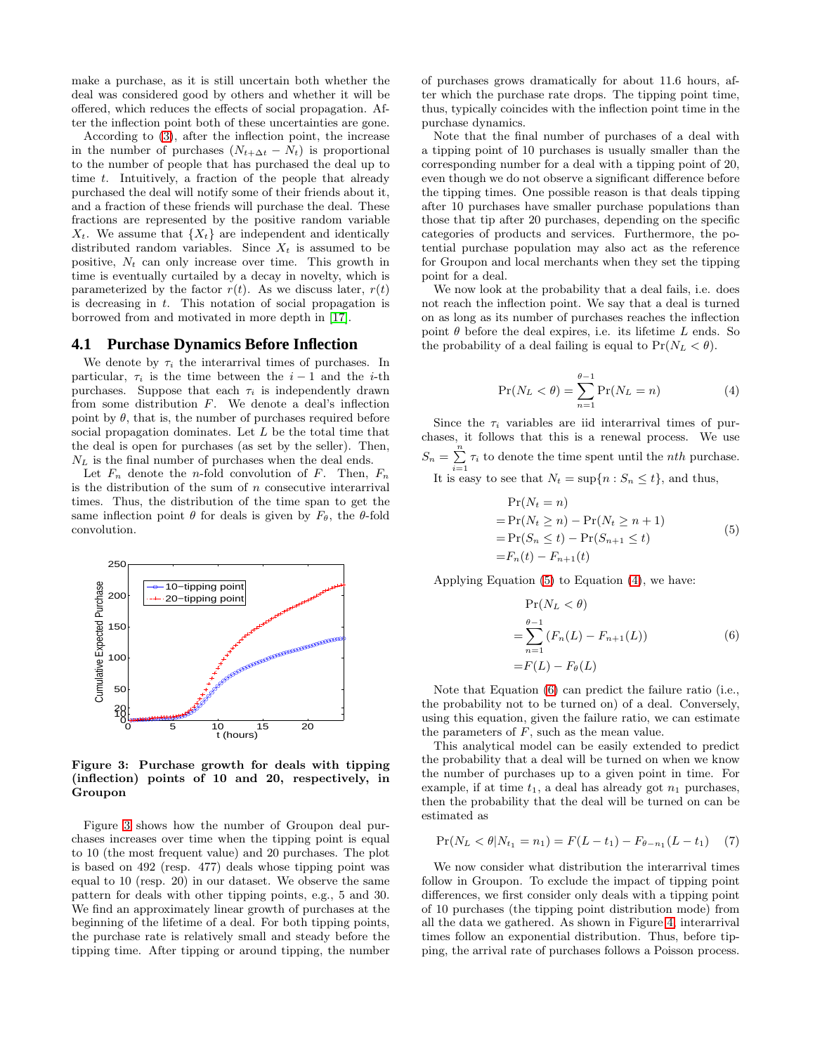make a purchase, as it is still uncertain both whether the deal was considered good by others and whether it will be offered, which reduces the effects of social propagation. After the inflection point both of these uncertainties are gone.

According to (3), after the inflection point, the increase in the number of purchases $(N_{t+\Delta t} - N_t)$ is proportional to the number of people that has purchased the deal up to time $t$. Intuitively, a fraction of the people that already purchased the deal will notify some of their friends about it, and a fraction of these friends will purchase the deal. These fractions are represented by the positive random variable $X_t$. We assume that $\{X_t\}$ are independent and identically distributed random variables. Since $X_t$ is assumed to be positive, $N_t$ can only increase over time. This growth in time is eventually curtailed by a decay in novelty, which is parameterized by the factor $r(t)$. As we discuss later, $r(t)$ is decreasing in $t$. This notation of social propagation is borrowed from and motivated in more depth in [17].

## 4.1 Purchase Dynamics Before Inflection

We denote by $\tau_i$ the interarrival times of purchases. In particular, $\tau_i$ is the time between the $i-1$ and the $i$-th purchases. Suppose that each $\tau_i$ is independently drawn from some distribution $F$. We denote a deal's inflection point by $\theta$, that is, the number of purchases required before social propagation dominates. Let $L$ be the total time that the deal is open for purchases (as set by the seller). Then, $N_L$ is the final number of purchases when the deal ends.

Let $F_n$ denote the $n$-fold convolution of $F$. Then, $F_n$ is the distribution of the sum of $n$ consecutive interarrival times. Thus, the distribution of the time span to get the same inflection point $\theta$ for deals is given by $F_\theta$, the $\theta$-fold convolution.

**Figure 3: Purchase growth for deals with tipping (inflection) points of 10 and 20, respectively, in Groupon**

Figure 3 shows how the number of Groupon deal purchases increases over time when the tipping point is equal to 10 (the most frequent value) and 20 purchases. The plot is based on 492 (resp. 477) deals whose tipping point was equal to 10 (resp. 20) in our dataset. We observe the same pattern for deals with other tipping points, e.g., 5 and 30. We find an approximately linear growth of purchases at the beginning of the lifetime of a deal. For both tipping points, the purchase rate is relatively small and steady before the tipping time. After tipping or around tipping, the number of purchases grows dramatically for about 11.6 hours, after which the purchase rate drops. The tipping point time, thus, typically coincides with the inflection point time in the purchase dynamics.

Note that the final number of purchases of a deal with a tipping point of 10 purchases is usually smaller than the corresponding number for a deal with a tipping point of 20, even though we do not observe a significant difference before the tipping times. One possible reason is that deals tipping after 10 purchases have smaller purchase populations than those that tip after 20 purchases, depending on the specific categories of products and services. Furthermore, the potential purchase population may also act as the reference for Groupon and local merchants when they set the tipping point for a deal.

We now look at the probability that a deal fails, i.e. does not reach the inflection point. We say that a deal is turned on as long as its number of purchases reaches the inflection point $\theta$ before the deal expires, i.e. its lifetime $L$ ends. So the probability of a deal failing is equal to $\Pr(N_L < \theta)$.

$$\Pr(N_L < \theta) = \sum_{n=1}^{\theta-1} \Pr(N_L = n) \tag{4}$$

Since the $\tau_i$ variables are iid interarrival times of purchases, it follows that this is a renewal process. We use $S_n = \sum_{i=1}^{n} \tau_i$ to denote the time spent until the $nth$ purchase. It is easy to see that $N_t = \sup\{n : S_n \leq t\}$, and thus,

$$\begin{aligned}
&\Pr(N_t = n) \\
=&\Pr(N_t \geq n) - \Pr(N_t \geq n+1) \\
=&\Pr(S_n \leq t) - \Pr(S_{n+1} \leq t) \\
=&F_n(t) - F_{n+1}(t)
\end{aligned} \tag{5}$$

Applying Equation (5) to Equation (4), we have:

$$\begin{aligned}
&\Pr(N_L < \theta) \\
=&\sum_{n=1}^{\theta-1} (F_n(L) - F_{n+1}(L)) \\
=&F(L) - F_\theta(L)
\end{aligned} \tag{6}$$

Note that Equation (6) can predict the failure ratio (i.e., the probability not to be turned on) of a deal. Conversely, using this equation, given the failure ratio, we can estimate the parameters of $F$, such as the mean value.

This analytical model can be easily extended to predict the probability that a deal will be turned on when we know the number of purchases up to a given point in time. For example, if at time $t_1$, a deal has already got $n_1$ purchases, then the probability that the deal will be turned on can be estimated as

$$\Pr(N_L < \theta | N_{t_1} = n_1) = F(L - t_1) - F_{\theta - n_1}(L - t_1) \tag{7}$$

We now consider what distribution the interarrival times follow in Groupon. To exclude the impact of tipping point differences, we first consider only deals with a tipping point of 10 purchases (the tipping point distribution mode) from all the data we gathered. As shown in Figure 4, interarrival times follow an exponential distribution. Thus, before tipping, the arrival rate of purchases follows a Poisson process.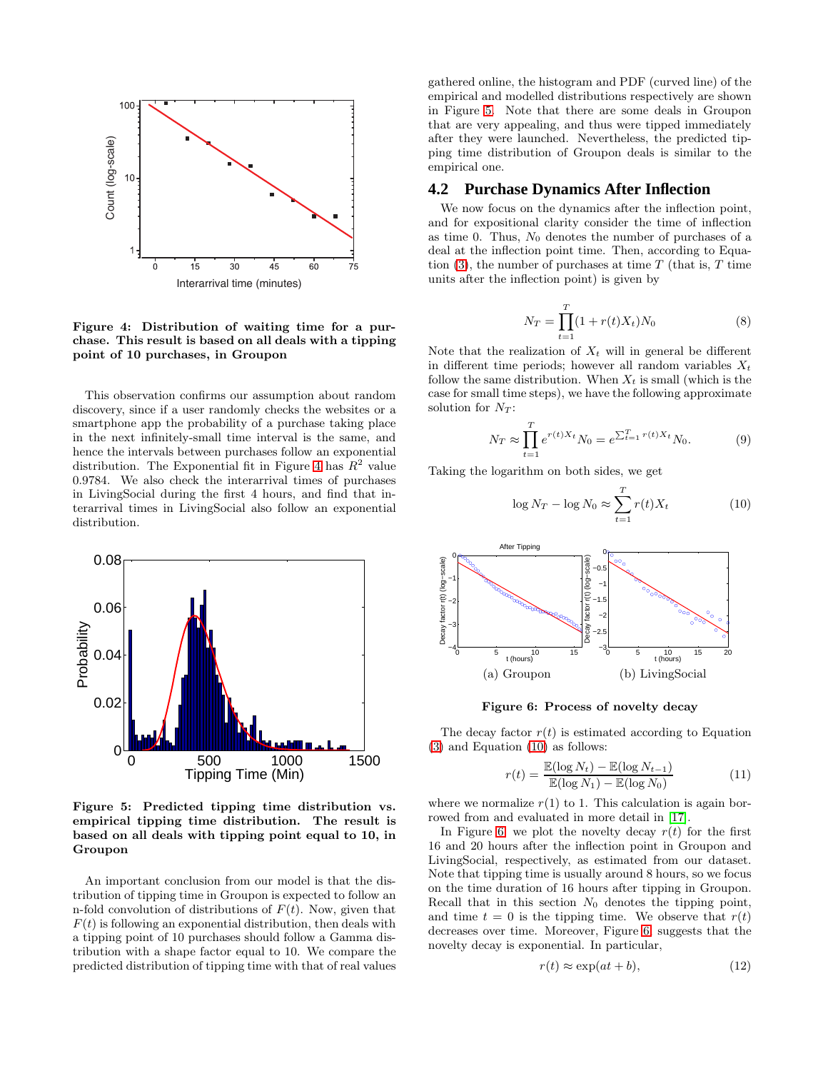Figure 4: Distribution of waiting time for a purchase. This result is based on all deals with a tipping point of 10 purchases, in Groupon

This observation confirms our assumption about random discovery, since if a user randomly checks the websites or a smartphone app the probability of a purchase taking place in the next infinitely-small time interval is the same, and hence the intervals between purchases follow an exponential distribution. The Exponential fit in Figure 4 has $R^2$ value 0.9784. We also check the interarrival times of purchases in LivingSocial during the first 4 hours, and find that interarrival times in LivingSocial also follow an exponential distribution.

Figure 5: Predicted tipping time distribution vs. empirical tipping time distribution. The result is based on all deals with tipping point equal to 10, in Groupon

An important conclusion from our model is that the distribution of tipping time in Groupon is expected to follow an n-fold convolution of distributions of $F(t)$. Now, given that $F(t)$ is following an exponential distribution, then deals with a tipping point of 10 purchases should follow a Gamma distribution with a shape factor equal to 10. We compare the predicted distribution of tipping time with that of real values gathered online, the histogram and PDF (curved line) of the empirical and modelled distributions respectively are shown in Figure 5. Note that there are some deals in Groupon that are very appealing, and thus were tipped immediately after they were launched. Nevertheless, the predicted tipping time distribution of Groupon deals is similar to the empirical one.

## 4.2 Purchase Dynamics After Inflection

We now focus on the dynamics after the inflection point, and for expositional clarity consider the time of inflection as time 0. Thus, $N_0$ denotes the number of purchases of a deal at the inflection point time. Then, according to Equation (3), the number of purchases at time $T$ (that is, $T$ time units after the inflection point) is given by

$$N_T = \prod_{t=1}^{T}(1 + r(t)X_t)N_0 \tag{8}$$

Note that the realization of $X_t$ will in general be different in different time periods; however all random variables $X_t$ follow the same distribution. When $X_t$ is small (which is the case for small time steps), we have the following approximate solution for $N_T$:

$$N_T \approx \prod_{t=1}^{T} e^{r(t)X_t} N_0 = e^{\sum_{t=1}^{T} r(t)X_t} N_0. \tag{9}$$

Taking the logarithm on both sides, we get

$$\log N_T - \log N_0 \approx \sum_{t=1}^{T} r(t)X_t \tag{10}$$

(a) Groupon (b) LivingSocial

Figure 6: Process of novelty decay

The decay factor $r(t)$ is estimated according to Equation (3) and Equation (10) as follows:

$$r(t) = \frac{\mathbb{E}(\log N_t) - \mathbb{E}(\log N_{t-1})}{\mathbb{E}(\log N_1) - \mathbb{E}(\log N_0)} \tag{11}$$

where we normalize $r(1)$ to 1. This calculation is again borrowed from and evaluated in more detail in [17].

In Figure 6, we plot the novelty decay $r(t)$ for the first 16 and 20 hours after the inflection point in Groupon and LivingSocial, respectively, as estimated from our dataset. Note that tipping time is usually around 8 hours, so we focus on the time duration of 16 hours after tipping in Groupon. Recall that in this section $N_0$ denotes the tipping point, and time $t = 0$ is the tipping time. We observe that $r(t)$ decreases over time. Moreover, Figure 6 suggests that the novelty decay is exponential. In particular,

$$r(t) \approx \exp(at + b), \tag{12}$$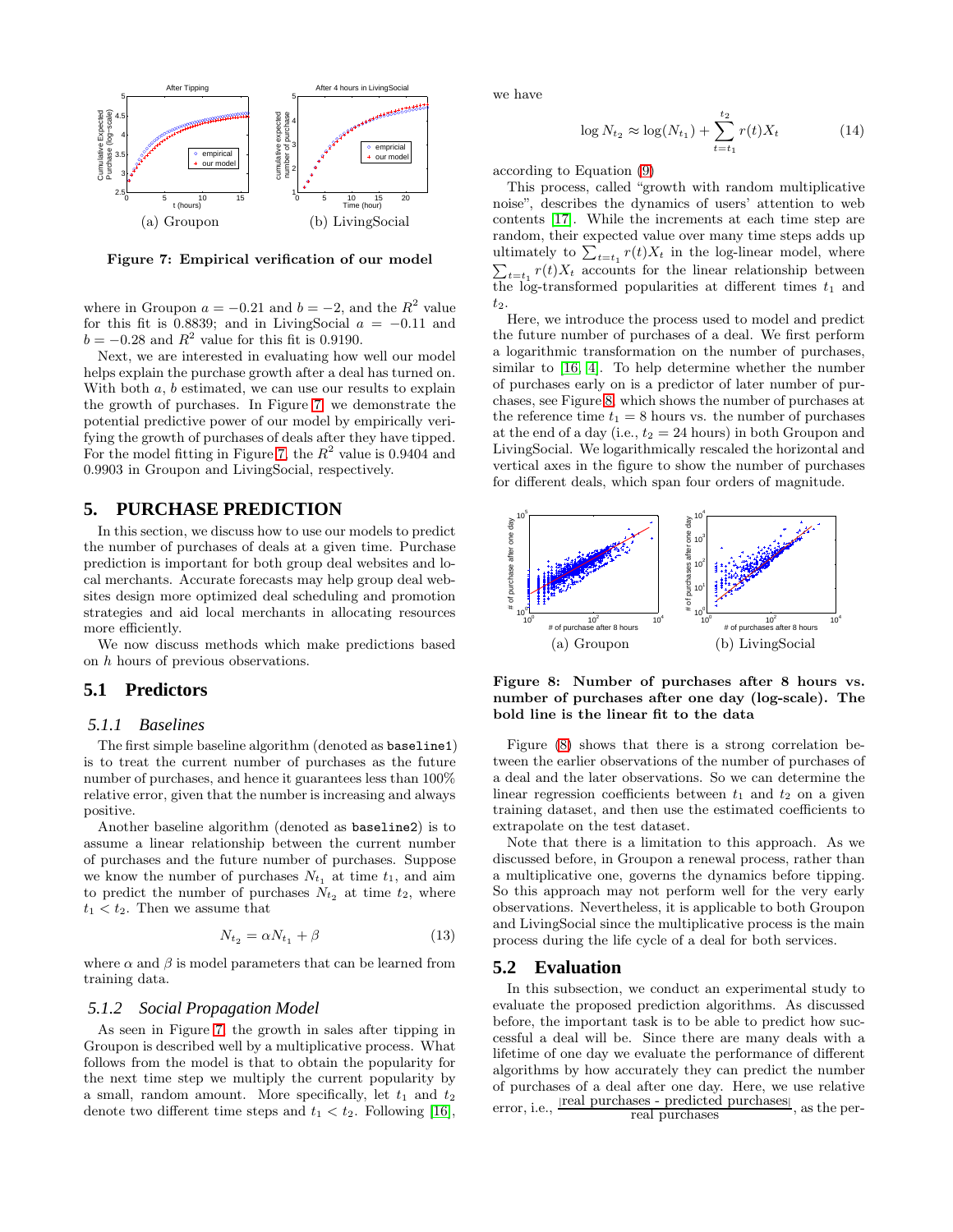(a) Groupon (b) LivingSocial

**Figure 7: Empirical verification of our model**

where in Groupon $a = -0.21$ and $b = -2$, and the $R^2$ value for this fit is 0.8839; and in LivingSocial $a = -0.11$ and $b = -0.28$ and $R^2$ value for this fit is 0.9190.

Next, we are interested in evaluating how well our model helps explain the purchase growth after a deal has turned on. With both $a$, $b$ estimated, we can use our results to explain the growth of purchases. In Figure 7, we demonstrate the potential predictive power of our model by empirically verifying the growth of purchases of deals after they have tipped. For the model fitting in Figure 7, the $R^2$ value is 0.9404 and 0.9903 in Groupon and LivingSocial, respectively.

# 5. PURCHASE PREDICTION

In this section, we discuss how to use our models to predict the number of purchases of deals at a given time. Purchase prediction is important for both group deal websites and local merchants. Accurate forecasts may help group deal websites design more optimized deal scheduling and promotion strategies and aid local merchants in allocating resources more efficiently.

We now discuss methods which make predictions based on $h$ hours of previous observations.

## 5.1 Predictors

### 5.1.1 *Baselines*

The first simple baseline algorithm (denoted as `baseline1`) is to treat the current number of purchases as the future number of purchases, and hence it guarantees less than 100% relative error, given that the number is increasing and always positive.

Another baseline algorithm (denoted as `baseline2`) is to assume a linear relationship between the current number of purchases and the future number of purchases. Suppose we know the number of purchases $N_{t_1}$ at time $t_1$, and aim to predict the number of purchases $N_{t_2}$ at time $t_2$, where $t_1 < t_2$. Then we assume that

$$N_{t_2} = \alpha N_{t_1} + \beta \tag{13}$$

where $\alpha$ and $\beta$ is model parameters that can be learned from training data.

### 5.1.2 *Social Propagation Model*

As seen in Figure 7, the growth in sales after tipping in Groupon is described well by a multiplicative process. What follows from the model is that to obtain the popularity for the next time step we multiply the current popularity by a small, random amount. More specifically, let $t_1$ and $t_2$ denote two different time steps and $t_1 < t_2$. Following [16], we have

$$\log N_{t_2} \approx \log(N_{t_1}) + \sum_{t=t_1}^{t_2} r(t)X_t \tag{14}$$

according to Equation (9)

This process, called "growth with random multiplicative noise", describes the dynamics of users' attention to web contents [17]. While the increments at each time step are random, their expected value over many time steps adds up ultimately to $\sum_{t=t_1} r(t)X_t$ in the log-linear model, where $\sum_{t=t_1} r(t)X_t$ accounts for the linear relationship between the log-transformed popularities at different times $t_1$ and $t_2$.

Here, we introduce the process used to model and predict the future number of purchases of a deal. We first perform a logarithmic transformation on the number of purchases, similar to [16, 4]. To help determine whether the number of purchases early on is a predictor of later number of purchases, see Figure 8, which shows the number of purchases at the reference time $t_1 = 8$ hours vs. the number of purchases at the end of a day (i.e., $t_2 = 24$ hours) in both Groupon and LivingSocial. We logarithmically rescaled the horizontal and vertical axes in the figure to show the number of purchases for different deals, which span four orders of magnitude.

(a) Groupon (b) LivingSocial

**Figure 8: Number of purchases after 8 hours vs. number of purchases after one day (log-scale). The bold line is the linear fit to the data**

Figure (8) shows that there is a strong correlation between the earlier observations of the number of purchases of a deal and the later observations. So we can determine the linear regression coefficients between $t_1$ and $t_2$ on a given training dataset, and then use the estimated coefficients to extrapolate on the test dataset.

Note that there is a limitation to this approach. As we discussed before, in Groupon a renewal process, rather than a multiplicative one, governs the dynamics before tipping. So this approach may not perform well for the very early observations. Nevertheless, it is applicable to both Groupon and LivingSocial since the multiplicative process is the main process during the life cycle of a deal for both services.

## 5.2 Evaluation

In this subsection, we conduct an experimental study to evaluate the proposed prediction algorithms. As discussed before, the important task is to be able to predict how successful a deal will be. Since there are many deals with a lifetime of one day we evaluate the performance of different algorithms by how accurately they can predict the number of purchases of a deal after one day. Here, we use relative error, i.e., $\frac{|\text{real purchases - predicted purchases}|}{\text{real purchases}}$, as the per-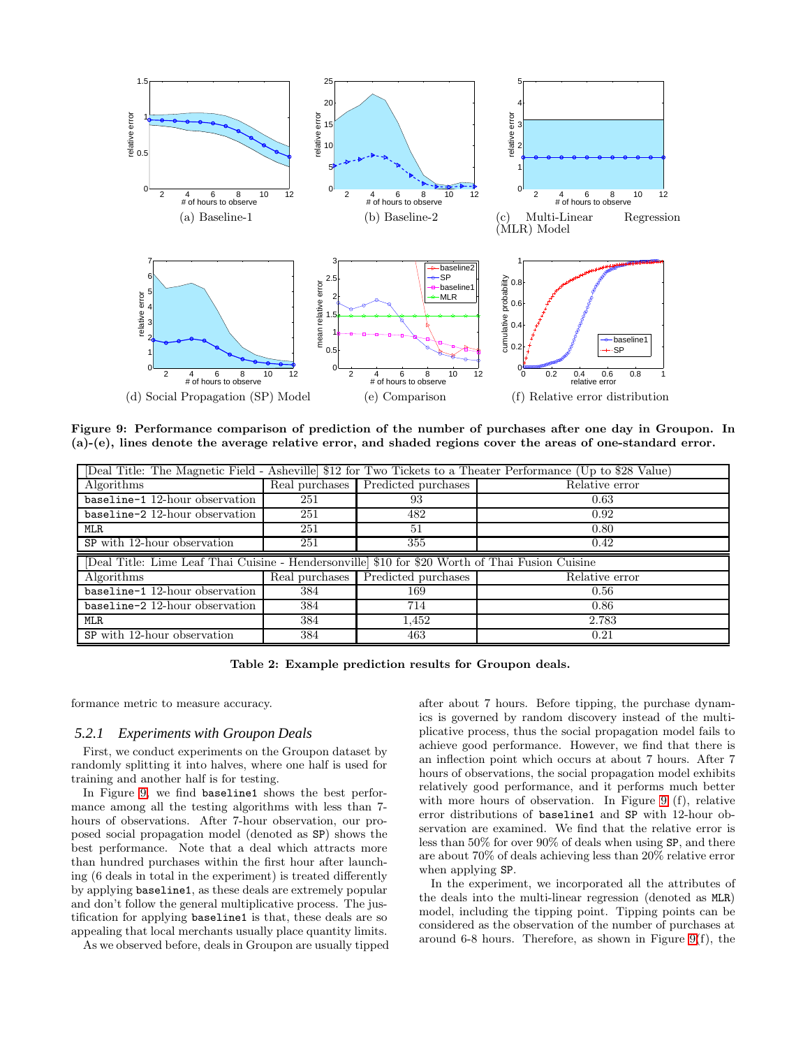(a) Baseline-1

(b) Baseline-2

(c) Multi-Linear Regression (MLR) Model

(d) Social Propagation (SP) Model

(e) Comparison

(f) Relative error distribution

**Figure 9: Performance comparison of prediction of the number of purchases after one day in Groupon. In (a)-(e), lines denote the average relative error, and shaded regions cover the areas of one-standard error.**

| [Deal Title: The Magnetic Field - Asheville] $12 for Two Tickets to a Theater Performance (Up to $28 Value) | | | |
|---|---|---|---|
| Algorithms | Real purchases | Predicted purchases | Relative error |
| `baseline-1` 12-hour observation | 251 | 93 | 0.63 |
| `baseline-2` 12-hour observation | 251 | 482 | 0.92 |
| `MLR` | 251 | 51 | 0.80 |
| `SP` with 12-hour observation | 251 | 355 | 0.42 |
| [Deal Title: Lime Leaf Thai Cuisine - Hendersonville] $10 for $20 Worth of Thai Fusion Cuisine | | | |
| Algorithms | Real purchases | Predicted purchases | Relative error |
| `baseline-1` 12-hour observation | 384 | 169 | 0.56 |
| `baseline-2` 12-hour observation | 384 | 714 | 0.86 |
| `MLR` | 384 | 1,452 | 2.783 |
| `SP` with 12-hour observation | 384 | 463 | 0.21 |

**Table 2: Example prediction results for Groupon deals.**

formance metric to measure accuracy.

### 5.2.1 *Experiments with Groupon Deals*

First, we conduct experiments on the Groupon dataset by randomly splitting it into halves, where one half is used for training and another half is for testing.

In Figure 9, we find `baseline1` shows the best performance among all the testing algorithms with less than 7-hours of observations. After 7-hour observation, our proposed social propagation model (denoted as `SP`) shows the best performance. Note that a deal which attracts more than hundred purchases within the first hour after launching (6 deals in total in the experiment) is treated differently by applying `baseline1`, as these deals are extremely popular and don't follow the general multiplicative process. The justification for applying `baseline1` is that, these deals are so appealing that local merchants usually place quantity limits.

As we observed before, deals in Groupon are usually tipped after about 7 hours. Before tipping, the purchase dynamics is governed by random discovery instead of the multiplicative process, thus the social propagation model fails to achieve good performance. However, we find that there is an inflection point which occurs at about 7 hours. After 7 hours of observations, the social propagation model exhibits relatively good performance, and it performs much better with more hours of observation. In Figure 9 (f), relative error distributions of `baseline1` and `SP` with 12-hour observation are examined. We find that the relative error is less than 50% for over 90% of deals when using `SP`, and there are about 70% of deals achieving less than 20% relative error when applying `SP`.

In the experiment, we incorporated all the attributes of the deals into the multi-linear regression (denoted as `MLR`) model, including the tipping point. Tipping points can be considered as the observation of the number of purchases at around 6-8 hours. Therefore, as shown in Figure 9(f), the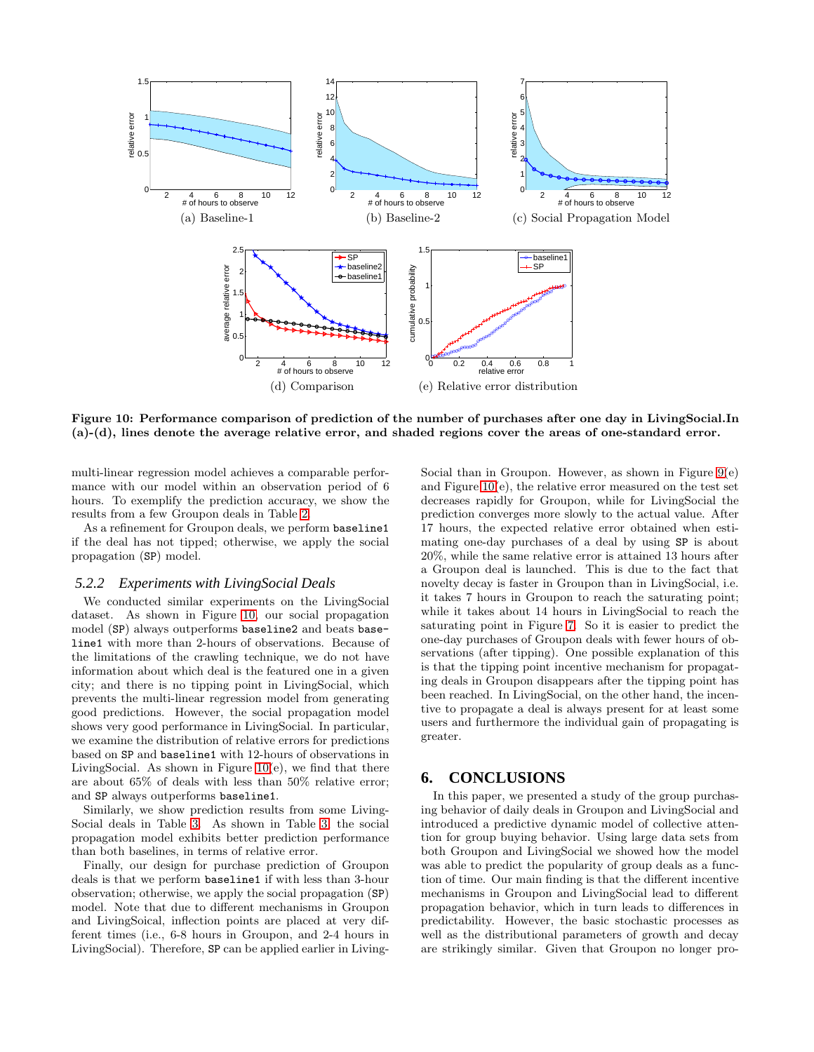Figure 10: Performance comparison of prediction of the number of purchases after one day in LivingSocial.In (a)-(d), lines denote the average relative error, and shaded regions cover the areas of one-standard error.

multi-linear regression model achieves a comparable performance with our model within an observation period of 6 hours. To exemplify the prediction accuracy, we show the results from a few Groupon deals in Table 2.

As a refinement for Groupon deals, we perform `baseline1` if the deal has not tipped; otherwise, we apply the social propagation (`SP`) model.

### 5.2.2 Experiments with LivingSocial Deals

We conducted similar experiments on the LivingSocial dataset. As shown in Figure 10, our social propagation model (`SP`) always outperforms `baseline2` and beats `baseline1` with more than 2-hours of observations. Because of the limitations of the crawling technique, we do not have information about which deal is the featured one in a given city; and there is no tipping point in LivingSocial, which prevents the multi-linear regression model from generating good predictions. However, the social propagation model shows very good performance in LivingSocial. In particular, we examine the distribution of relative errors for predictions based on `SP` and `baseline1` with 12-hours of observations in LivingSocial. As shown in Figure 10(e), we find that there are about 65% of deals with less than 50% relative error; and `SP` always outperforms `baseline1`.

Similarly, we show prediction results from some LivingSocial deals in Table 3. As shown in Table 3, the social propagation model exhibits better prediction performance than both baselines, in terms of relative error.

Finally, our design for purchase prediction of Groupon deals is that we perform `baseline1` if with less than 3-hour observation; otherwise, we apply the social propagation (`SP`) model. Note that due to different mechanisms in Groupon and LivingSoical, inflection points are placed at very different times (i.e., 6-8 hours in Groupon, and 2-4 hours in LivingSocial). Therefore, `SP` can be applied earlier in LivingSocial than in Groupon. However, as shown in Figure 9(e) and Figure 10(e), the relative error measured on the test set decreases rapidly for Groupon, while for LivingSocial the prediction converges more slowly to the actual value. After 17 hours, the expected relative error obtained when estimating one-day purchases of a deal by using `SP` is about 20%, while the same relative error is attained 13 hours after a Groupon deal is launched. This is due to the fact that novelty decay is faster in Groupon than in LivingSocial, i.e. it takes 7 hours in Groupon to reach the saturating point; while it takes about 14 hours in LivingSocial to reach the saturating point in Figure 7. So it is easier to predict the one-day purchases of Groupon deals with fewer hours of observations (after tipping). One possible explanation of this is that the tipping point incentive mechanism for propagating deals in Groupon disappears after the tipping point has been reached. In LivingSocial, on the other hand, the incentive to propagate a deal is always present for at least some users and furthermore the individual gain of propagating is greater.

## 6. CONCLUSIONS

In this paper, we presented a study of the group purchasing behavior of daily deals in Groupon and LivingSocial and introduced a predictive dynamic model of collective attention for group buying behavior. Using large data sets from both Groupon and LivingSocial we showed how the model was able to predict the popularity of group deals as a function of time. Our main finding is that the different incentive mechanisms in Groupon and LivingSocial lead to different propagation behavior, which in turn leads to differences in predictability. However, the basic stochastic processes as well as the distributional parameters of growth and decay are strikingly similar. Given that Groupon no longer pro-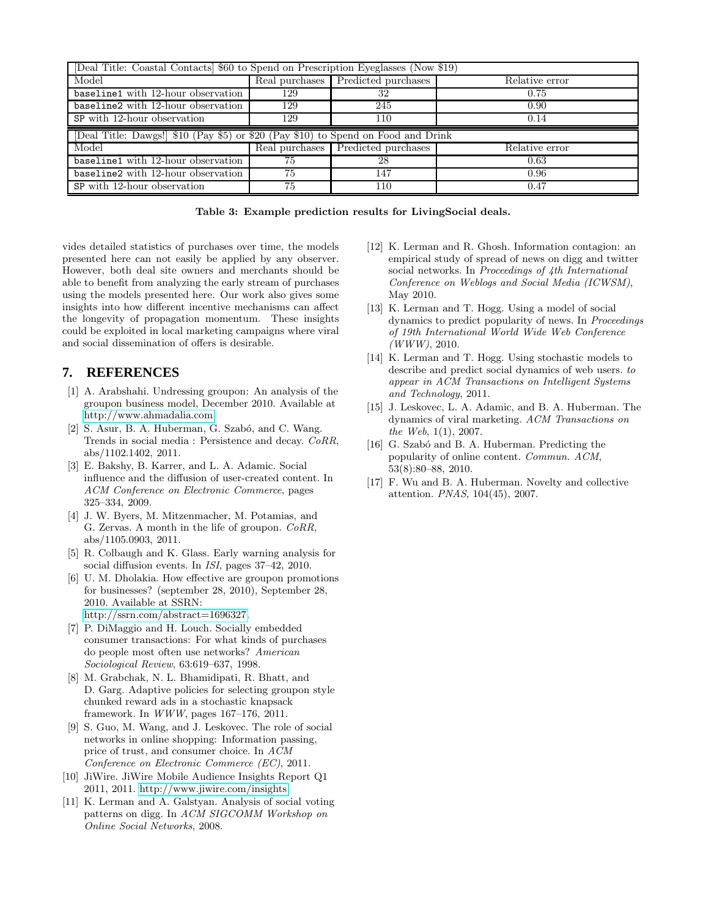| [Deal Title: Coastal Contacts] $60 to Spend on Prescription Eyeglasses (Now $19) | | | |
|---|---|---|---|
| Model | Real purchases | Predicted purchases | Relative error |
| `baseline1` with 12-hour observation | 129 | 32 | 0.75 |
| `baseline2` with 12-hour observation | 129 | 245 | 0.90 |
| `SP` with 12-hour observation | 129 | 110 | 0.14 |
| [Deal Title: Dawgs!] $10 (Pay $5) or $20 (Pay $10) to Spend on Food and Drink | | | |
| Model | Real purchases | Predicted purchases | Relative error |
| `baseline1` with 12-hour observation | 75 | 28 | 0.63 |
| `baseline2` with 12-hour observation | 75 | 147 | 0.96 |
| `SP` with 12-hour observation | 75 | 110 | 0.47 |

**Table 3: Example prediction results for LivingSocial deals.**

vides detailed statistics of purchases over time, the models presented here can not easily be applied by any observer. However, both deal site owners and merchants should be able to benefit from analyzing the early stream of purchases using the models presented here. Our work also gives some insights into how different incentive mechanisms can affect the longevity of propagation momentum. These insights could be exploited in local marketing campaigns where viral and social dissemination of offers is desirable.

## 7. REFERENCES

[1] A. Arabshahi. Undressing groupon: An analysis of the groupon business model, December 2010. Available at http://www.ahmadalia.com.

[2] S. Asur, B. A. Huberman, G. Szabó, and C. Wang. Trends in social media : Persistence and decay. *CoRR*, abs/1102.1402, 2011.

[3] E. Bakshy, B. Karrer, and L. A. Adamic. Social influence and the diffusion of user-created content. In *ACM Conference on Electronic Commerce*, pages 325–334, 2009.

[4] J. W. Byers, M. Mitzenmacher, M. Potamias, and G. Zervas. A month in the life of groupon. *CoRR*, abs/1105.0903, 2011.

[5] R. Colbaugh and K. Glass. Early warning analysis for social diffusion events. In *ISI*, pages 37–42, 2010.

[6] U. M. Dholakia. How effective are groupon promotions for businesses? (september 28, 2010), September 28, 2010. Available at SSRN: http://ssrn.com/abstract=1696327.

[7] P. DiMaggio and H. Louch. Socially embedded consumer transactions: For what kinds of purchases do people most often use networks? *American Sociological Review*, 63:619–637, 1998.

[8] M. Grabchak, N. L. Bhamidipati, R. Bhatt, and D. Garg. Adaptive policies for selecting groupon style chunked reward ads in a stochastic knapsack framework. In *WWW*, pages 167–176, 2011.

[9] S. Guo, M. Wang, and J. Leskovec. The role of social networks in online shopping: Information passing, price of trust, and consumer choice. In *ACM Conference on Electronic Commerce (EC)*, 2011.

[10] JiWire. JiWire Mobile Audience Insights Report Q1 2011, 2011. http://www.jiwire.com/insights.

[11] K. Lerman and A. Galstyan. Analysis of social voting patterns on digg. In *ACM SIGCOMM Workshop on Online Social Networks*, 2008.

[12] K. Lerman and R. Ghosh. Information contagion: an empirical study of spread of news on digg and twitter social networks. In *Proceedings of 4th International Conference on Weblogs and Social Media (ICWSM)*, May 2010.

[13] K. Lerman and T. Hogg. Using a model of social dynamics to predict popularity of news. In *Proceedings of 19th International World Wide Web Conference (WWW)*, 2010.

[14] K. Lerman and T. Hogg. Using stochastic models to describe and predict social dynamics of web users. *to appear in ACM Transactions on Intelligent Systems and Technology*, 2011.

[15] J. Leskovec, L. A. Adamic, and B. A. Huberman. The dynamics of viral marketing. *ACM Transactions on the Web*, 1(1), 2007.

[16] G. Szabó and B. A. Huberman. Predicting the popularity of online content. *Commun. ACM*, 53(8):80–88, 2010.

[17] F. Wu and B. A. Huberman. Novelty and collective attention. *PNAS*, 104(45), 2007.